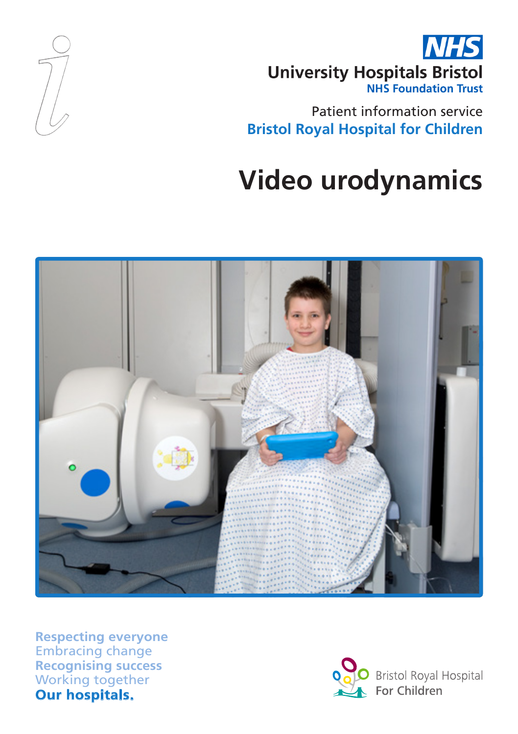University Hospitals Bristol
NHS Foundation Trust

Patient information service
Bristol Royal Hospital for Children

# Video urodynamics

Respecting everyone
Embracing change
Recognising success
Working together
**Our hospitals.**

Bristol Royal Hospital For Children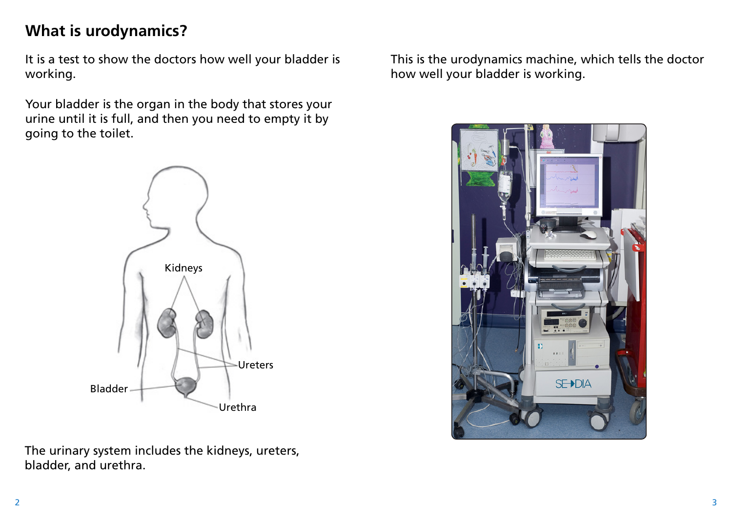## What is urodynamics?

It is a test to show the doctors how well your bladder is working.

Your bladder is the organ in the body that stores your urine until it is full, and then you need to empty it by going to the toilet.

The urinary system includes the kidneys, ureters, bladder, and urethra.

This is the urodynamics machine, which tells the doctor how well your bladder is working.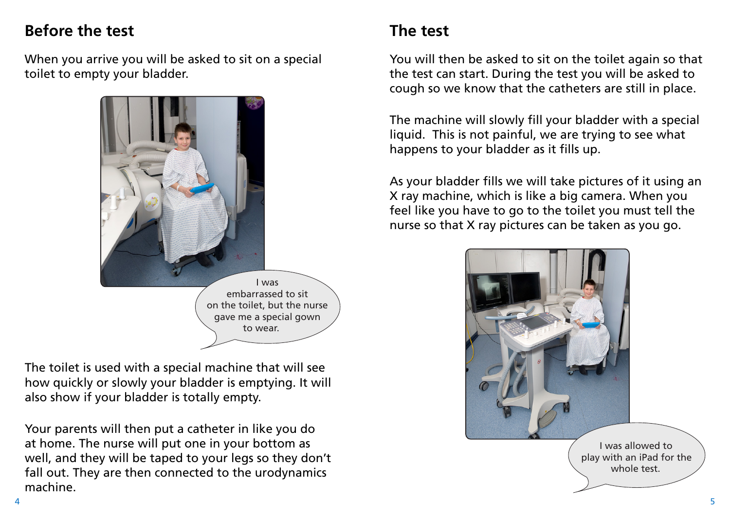## Before the test

When you arrive you will be asked to sit on a special toilet to empty your bladder.

I was embarrassed to sit on the toilet, but the nurse gave me a special gown to wear.

The toilet is used with a special machine that will see how quickly or slowly your bladder is emptying. It will also show if your bladder is totally empty.

Your parents will then put a catheter in like you do at home. The nurse will put one in your bottom as well, and they will be taped to your legs so they don't fall out. They are then connected to the urodynamics machine.

## The test

You will then be asked to sit on the toilet again so that the test can start. During the test you will be asked to cough so we know that the catheters are still in place.

The machine will slowly fill your bladder with a special liquid. This is not painful, we are trying to see what happens to your bladder as it fills up.

As your bladder fills we will take pictures of it using an X ray machine, which is like a big camera. When you feel like you have to go to the toilet you must tell the nurse so that X ray pictures can be taken as you go.

I was allowed to play with an iPad for the whole test.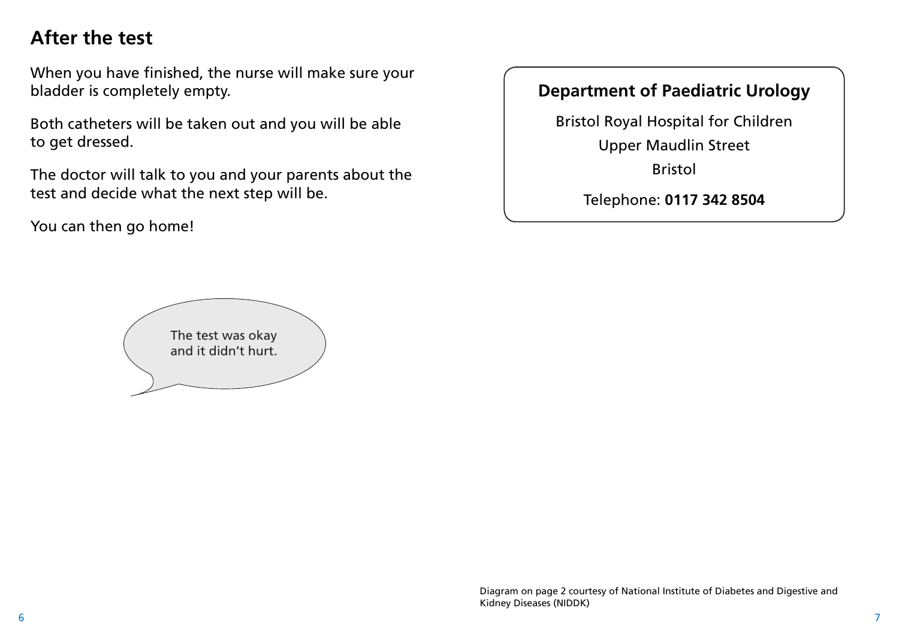## After the test

When you have finished, the nurse will make sure your bladder is completely empty.

Both catheters will be taken out and you will be able to get dressed.

The doctor will talk to you and your parents about the test and decide what the next step will be.

You can then go home!

The test was okay and it didn't hurt.

**Department of Paediatric Urology**

Bristol Royal Hospital for Children

Upper Maudlin Street

Bristol

Telephone: **0117 342 8504**

Diagram on page 2 courtesy of National Institute of Diabetes and Digestive and Kidney Diseases (NIDDK)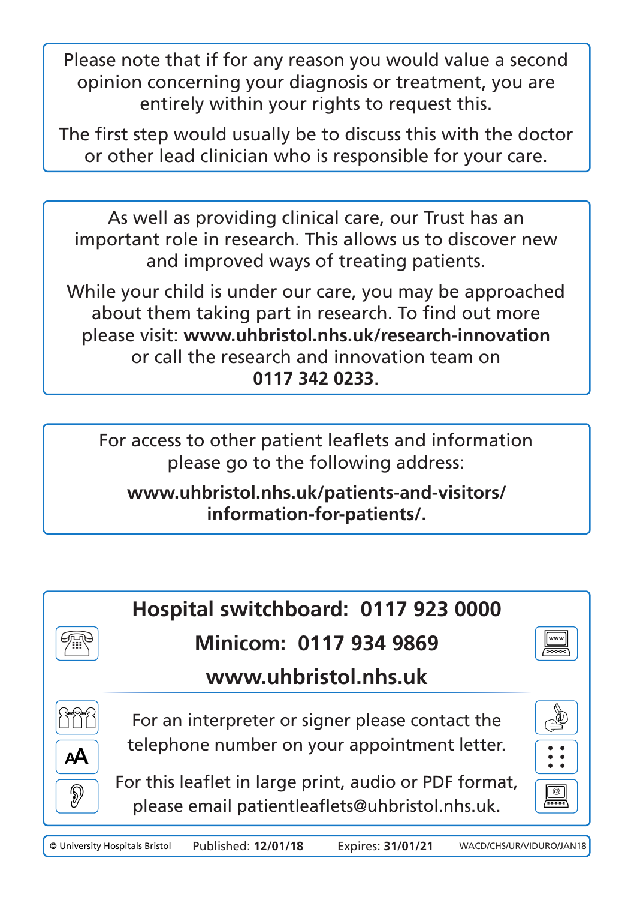Please note that if for any reason you would value a second opinion concerning your diagnosis or treatment, you are entirely within your rights to request this.

The first step would usually be to discuss this with the doctor or other lead clinician who is responsible for your care.

As well as providing clinical care, our Trust has an important role in research. This allows us to discover new and improved ways of treating patients.

While your child is under our care, you may be approached about them taking part in research. To find out more please visit: **www.uhbristol.nhs.uk/research-innovation** or call the research and innovation team on **0117 342 0233**.

For access to other patient leaflets and information please go to the following address:

**www.uhbristol.nhs.uk/patients-and-visitors/information-for-patients/.**

**Hospital switchboard: 0117 923 0000**

**Minicom: 0117 934 9869**

**www.uhbristol.nhs.uk**

For an interpreter or signer please contact the telephone number on your appointment letter.

For this leaflet in large print, audio or PDF format, please email patientleaflets@uhbristol.nhs.uk.

© University Hospitals Bristol   Published: **12/01/18**   Expires: **31/01/21**   WACD/CHS/UR/VIDURO/JAN18